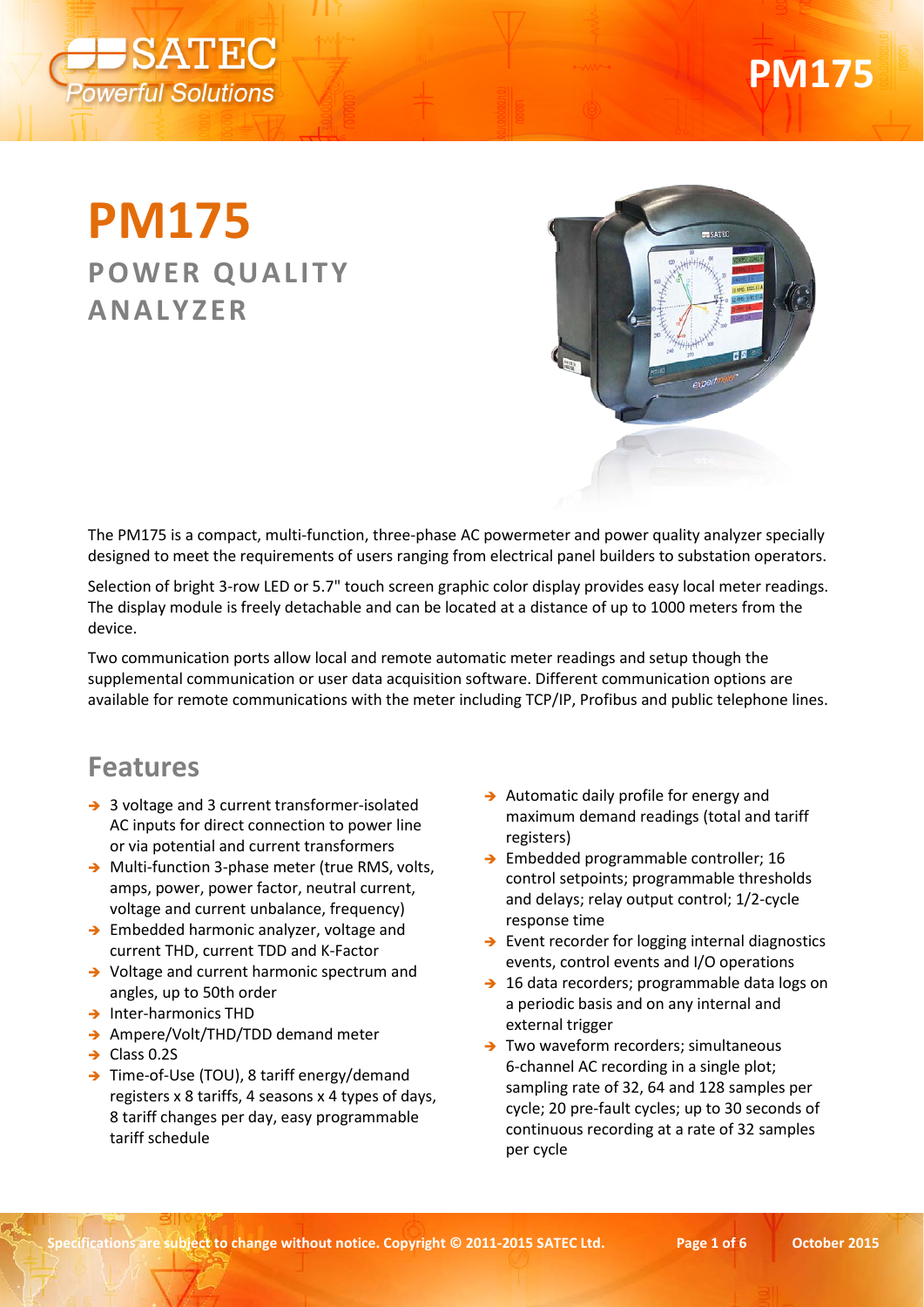# PM175

## POWER QUALITY ANALYZER

The PM175 is a compact, multi-function, three-phase AC powermeter and power quality analyzer specially designed to meet the requirements of users ranging from electrical panel builders to substation operators.

Selection of bright 3-row LED or 5.7" touch screen graphic color display provides easy local meter readings. The display module is freely detachable and can be located at a distance of up to 1000 meters from the device.

Two communication ports allow local and remote automatic meter readings and setup though the supplemental communication or user data acquisition software. Different communication options are available for remote communications with the meter including TCP/IP, Profibus and public telephone lines.

## Features

- 3 voltage and 3 current transformer-isolated AC inputs for direct connection to power line or via potential and current transformers
- Multi-function 3-phase meter (true RMS, volts, amps, power, power factor, neutral current, voltage and current unbalance, frequency)
- Embedded harmonic analyzer, voltage and current THD, current TDD and K-Factor
- Voltage and current harmonic spectrum and angles, up to 50th order
- Inter-harmonics THD
- Ampere/Volt/THD/TDD demand meter
- Class 0.2S
- Time-of-Use (TOU), 8 tariff energy/demand registers x 8 tariffs, 4 seasons x 4 types of days, 8 tariff changes per day, easy programmable tariff schedule
- Automatic daily profile for energy and maximum demand readings (total and tariff registers)
- Embedded programmable controller; 16 control setpoints; programmable thresholds and delays; relay output control; 1/2-cycle response time
- Event recorder for logging internal diagnostics events, control events and I/O operations
- 16 data recorders; programmable data logs on a periodic basis and on any internal and external trigger
- Two waveform recorders; simultaneous 6-channel AC recording in a single plot; sampling rate of 32, 64 and 128 samples per cycle; 20 pre-fault cycles; up to 30 seconds of continuous recording at a rate of 32 samples per cycle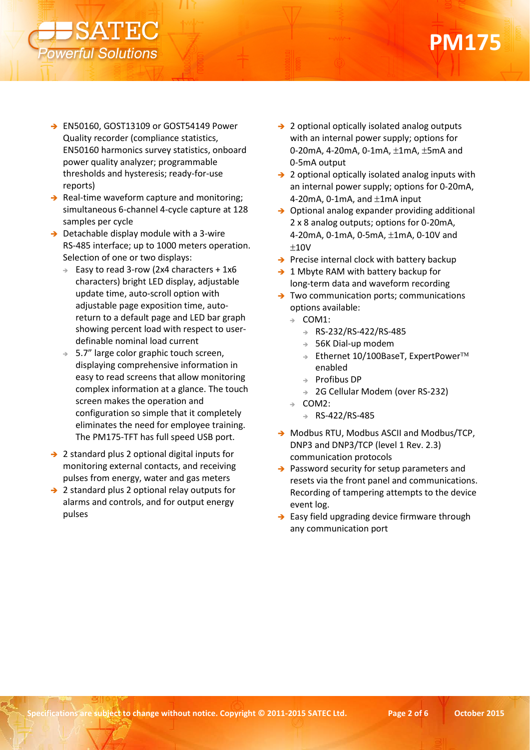- EN50160, GOST13109 or GOST54149 Power Quality recorder (compliance statistics, EN50160 harmonics survey statistics, onboard power quality analyzer; programmable thresholds and hysteresis; ready-for-use reports)
- Real-time waveform capture and monitoring; simultaneous 6-channel 4-cycle capture at 128 samples per cycle
- Detachable display module with a 3-wire RS-485 interface; up to 1000 meters operation. Selection of one or two displays:
  - Easy to read 3-row (2x4 characters + 1x6 characters) bright LED display, adjustable update time, auto-scroll option with adjustable page exposition time, auto-return to a default page and LED bar graph showing percent load with respect to user-definable nominal load current
  - 5.7" large color graphic touch screen, displaying comprehensive information in easy to read screens that allow monitoring complex information at a glance. The touch screen makes the operation and configuration so simple that it completely eliminates the need for employee training. The PM175-TFT has full speed USB port.
- 2 standard plus 2 optional digital inputs for monitoring external contacts, and receiving pulses from energy, water and gas meters
- 2 standard plus 2 optional relay outputs for alarms and controls, and for output energy pulses
- 2 optional optically isolated analog outputs with an internal power supply; options for 0-20mA, 4-20mA, 0-1mA, ±1mA, ±5mA and 0-5mA output
- 2 optional optically isolated analog inputs with an internal power supply; options for 0-20mA, 4-20mA, 0-1mA, and ±1mA input
- Optional analog expander providing additional 2 x 8 analog outputs; options for 0-20mA, 4-20mA, 0-1mA, 0-5mA, ±1mA, 0-10V and ±10V
- Precise internal clock with battery backup
- 1 Mbyte RAM with battery backup for long-term data and waveform recording
- Two communication ports; communications options available:
  - COM1:
    - RS-232/RS-422/RS-485
    - 56K Dial-up modem
    - Ethernet 10/100BaseT, ExpertPower™ enabled
    - Profibus DP
    - 2G Cellular Modem (over RS-232)
  - COM2:
    - RS-422/RS-485
- Modbus RTU, Modbus ASCII and Modbus/TCP, DNP3 and DNP3/TCP (level 1 Rev. 2.3) communication protocols
- Password security for setup parameters and resets via the front panel and communications. Recording of tampering attempts to the device event log.
- Easy field upgrading device firmware through any communication port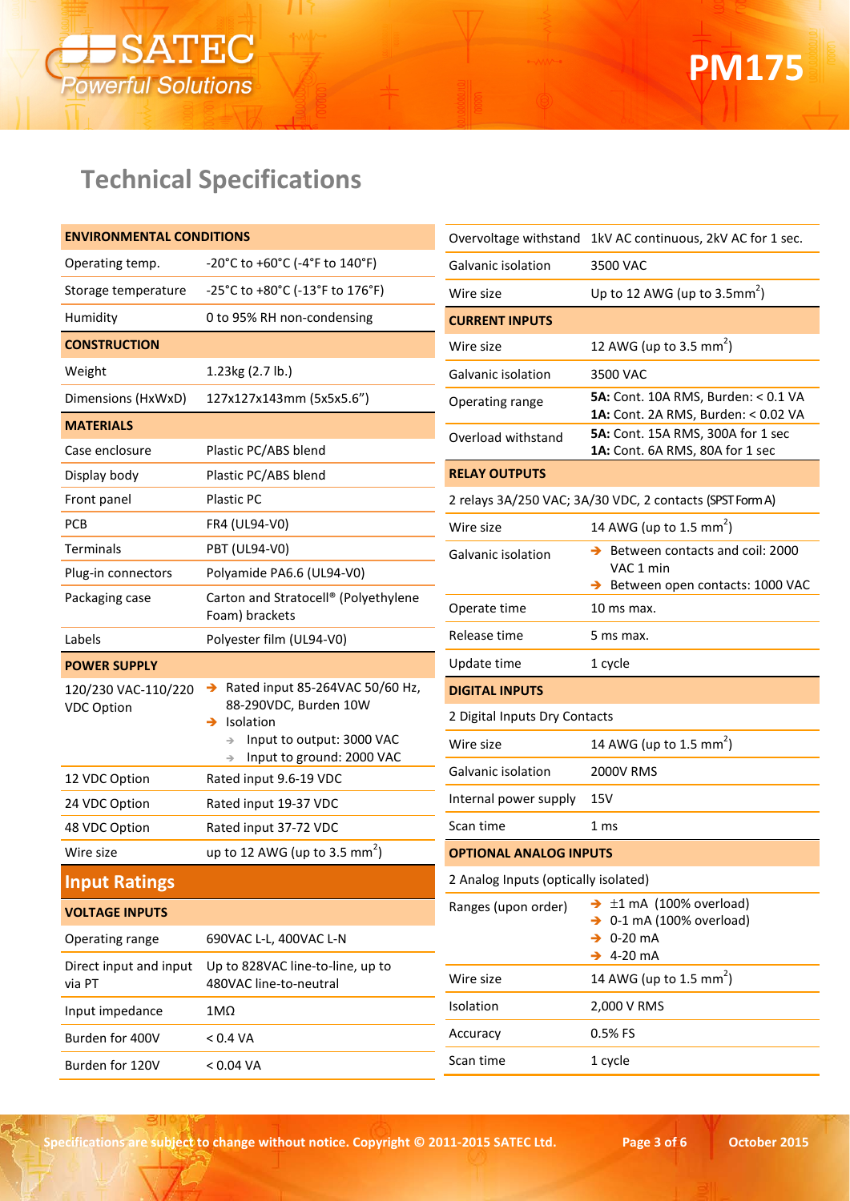# Technical Specifications

| ENVIRONMENTAL CONDITIONS | |
|---|---|
| Operating temp. | -20°C to +60°C (-4°F to 140°F) |
| Storage temperature | -25°C to +80°C (-13°F to 176°F) |
| Humidity | 0 to 95% RH non-condensing |
| **CONSTRUCTION** | |
| Weight | 1.23kg (2.7 lb.) |
| Dimensions (HxWxD) | 127x127x143mm (5x5x5.6") |
| **MATERIALS** | |
| Case enclosure | Plastic PC/ABS blend |
| Display body | Plastic PC/ABS blend |
| Front panel | Plastic PC |
| PCB | FR4 (UL94-V0) |
| Terminals | PBT (UL94-V0) |
| Plug-in connectors | Polyamide PA6.6 (UL94-V0) |
| Packaging case | Carton and Stratocell® (Polyethylene Foam) brackets |
| Labels | Polyester film (UL94-V0) |
| **POWER SUPPLY** | |
| 120/230 VAC-110/220 VDC Option | ➔ Rated input 85-264VAC 50/60 Hz, 88-290VDC, Burden 10W<br>➔ Isolation<br>→ Input to output: 3000 VAC<br>→ Input to ground: 2000 VAC |
| 12 VDC Option | Rated input 9.6-19 VDC |
| 24 VDC Option | Rated input 19-37 VDC |
| 48 VDC Option | Rated input 37-72 VDC |
| Wire size | up to 12 AWG (up to 3.5 mm$^2$) |

## Input Ratings

| VOLTAGE INPUTS | |
|---|---|
| Operating range | 690VAC L-L, 400VAC L-N |
| Direct input and input via PT | Up to 828VAC line-to-line, up to 480VAC line-to-neutral |
| Input impedance | 1MΩ |
| Burden for 400V | < 0.4 VA |
| Burden for 120V | < 0.04 VA |
| Overvoltage withstand | 1kV AC continuous, 2kV AC for 1 sec. |
| Galvanic isolation | 3500 VAC |
| Wire size | Up to 12 AWG (up to 3.5mm$^2$) |

| CURRENT INPUTS | |
|---|---|
| Wire size | 12 AWG (up to 3.5 mm$^2$) |
| Galvanic isolation | 3500 VAC |
| Operating range | **5A:** Cont. 10A RMS, Burden: < 0.1 VA<br>**1A:** Cont. 2A RMS, Burden: < 0.02 VA |
| Overload withstand | **5A:** Cont. 15A RMS, 300A for 1 sec<br>**1A:** Cont. 6A RMS, 80A for 1 sec |

| RELAY OUTPUTS | |
|---|---|
| 2 relays 3A/250 VAC; 3A/30 VDC, 2 contacts (SPST Form A) | |
| Wire size | 14 AWG (up to 1.5 mm$^2$) |
| Galvanic isolation | ➔ Between contacts and coil: 2000 VAC 1 min<br>➔ Between open contacts: 1000 VAC |
| Operate time | 10 ms max. |
| Release time | 5 ms max. |
| Update time | 1 cycle |

| DIGITAL INPUTS | |
|---|---|
| 2 Digital Inputs Dry Contacts | |
| Wire size | 14 AWG (up to 1.5 mm$^2$) |
| Galvanic isolation | 2000V RMS |
| Internal power supply | 15V |
| Scan time | 1 ms |

| OPTIONAL ANALOG INPUTS | |
|---|---|
| 2 Analog Inputs (optically isolated) | |
| Ranges (upon order) | ➔ ±1 mA (100% overload)<br>➔ 0-1 mA (100% overload)<br>➔ 0-20 mA<br>➔ 4-20 mA |
| Wire size | 14 AWG (up to 1.5 mm$^2$) |
| Isolation | 2,000 V RMS |
| Accuracy | 0.5% FS |
| Scan time | 1 cycle |

Specifications are subject to change without notice. Copyright © 2011-2015 SATEC Ltd.

October 2015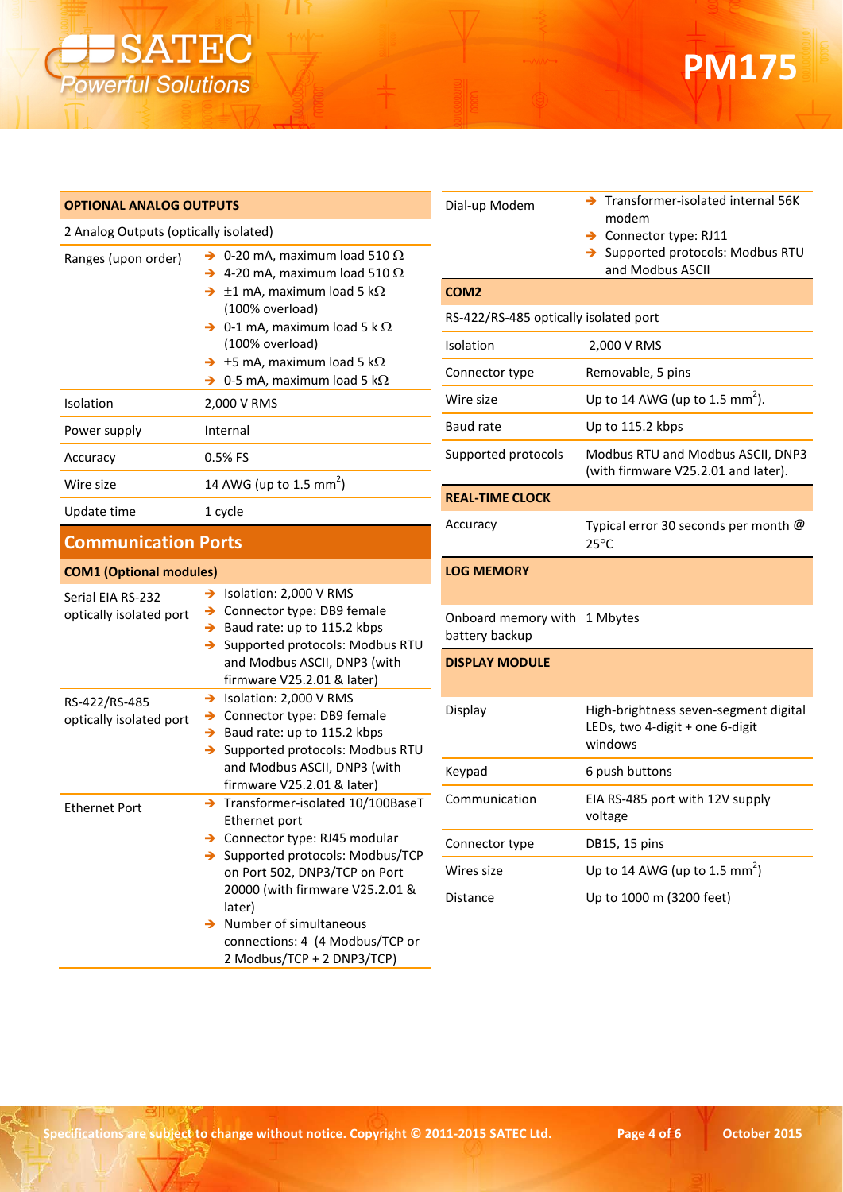| OPTIONAL ANALOG OUTPUTS | |
|---|---|
| 2 Analog Outputs (optically isolated) | |
| Ranges (upon order) | ➔ 0-20 mA, maximum load 510 Ω<br>➔ 4-20 mA, maximum load 510 Ω<br>➔ ±1 mA, maximum load 5 kΩ (100% overload)<br>➔ 0-1 mA, maximum load 5 k Ω (100% overload)<br>➔ ±5 mA, maximum load 5 kΩ<br>➔ 0-5 mA, maximum load 5 kΩ |
| Isolation | 2,000 V RMS |
| Power supply | Internal |
| Accuracy | 0.5% FS |
| Wire size | 14 AWG (up to 1.5 mm$^2$) |
| Update time | 1 cycle |

## Communication Ports

| COM1 (Optional modules) | |
|---|---|
| Serial EIA RS-232 optically isolated port | ➔ Isolation: 2,000 V RMS<br>➔ Connector type: DB9 female<br>➔ Baud rate: up to 115.2 kbps<br>➔ Supported protocols: Modbus RTU and Modbus ASCII, DNP3 (with firmware V25.2.01 & later) |
| RS-422/RS-485 optically isolated port | ➔ Isolation: 2,000 V RMS<br>➔ Connector type: DB9 female<br>➔ Baud rate: up to 115.2 kbps<br>➔ Supported protocols: Modbus RTU and Modbus ASCII, DNP3 (with firmware V25.2.01 & later) |
| Ethernet Port | ➔ Transformer-isolated 10/100BaseT Ethernet port<br>➔ Connector type: RJ45 modular<br>➔ Supported protocols: Modbus/TCP on Port 502, DNP3/TCP on Port 20000 (with firmware V25.2.01 & later)<br>➔ Number of simultaneous connections: 4 (4 Modbus/TCP or 2 Modbus/TCP + 2 DNP3/TCP) |
| Dial-up Modem | ➔ Transformer-isolated internal 56K modem<br>➔ Connector type: RJ11<br>➔ Supported protocols: Modbus RTU and Modbus ASCII |

| COM2 | |
|---|---|
| RS-422/RS-485 optically isolated port | |
| Isolation | 2,000 V RMS |
| Connector type | Removable, 5 pins |
| Wire size | Up to 14 AWG (up to 1.5 mm$^2$). |
| Baud rate | Up to 115.2 kbps |
| Supported protocols | Modbus RTU and Modbus ASCII, DNP3 (with firmware V25.2.01 and later). |

| REAL-TIME CLOCK | |
|---|---|
| Accuracy | Typical error 30 seconds per month @ 25°C |

| LOG MEMORY | |
|---|---|
| Onboard memory with battery backup | 1 Mbytes |

| DISPLAY MODULE | |
|---|---|
| Display | High-brightness seven-segment digital LEDs, two 4-digit + one 6-digit windows |
| Keypad | 6 push buttons |
| Communication | EIA RS-485 port with 12V supply voltage |
| Connector type | DB15, 15 pins |
| Wires size | Up to 14 AWG (up to 1.5 mm$^2$) |
| Distance | Up to 1000 m (3200 feet) |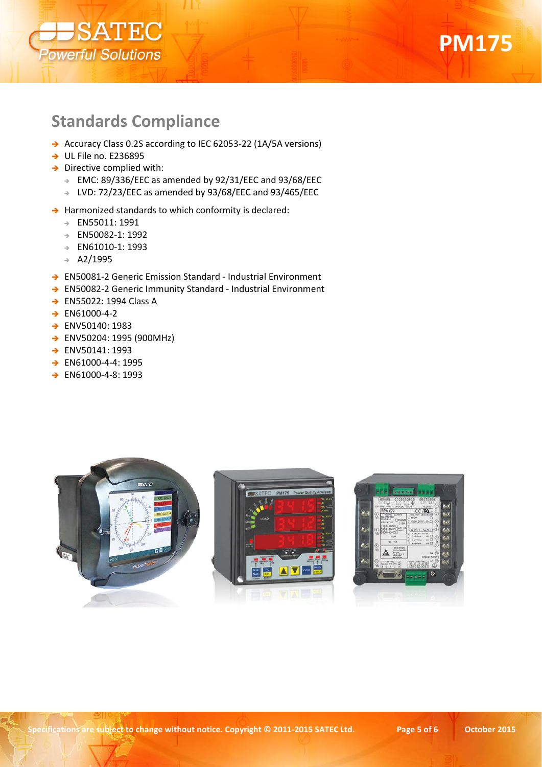## Standards Compliance

- Accuracy Class 0.2S according to IEC 62053-22 (1A/5A versions)
- UL File no. E236895
- Directive complied with:
  - EMC: 89/336/EEC as amended by 92/31/EEC and 93/68/EEC
  - LVD: 72/23/EEC as amended by 93/68/EEC and 93/465/EEC
- Harmonized standards to which conformity is declared:
  - EN55011: 1991
  - EN50082-1: 1992
  - EN61010-1: 1993
  - A2/1995
- EN50081-2 Generic Emission Standard - Industrial Environment
- EN50082-2 Generic Immunity Standard - Industrial Environment
- EN55022: 1994 Class A
- EN61000-4-2
- ENV50140: 1983
- ENV50204: 1995 (900MHz)
- ENV50141: 1993
- EN61000-4-4: 1995
- EN61000-4-8: 1993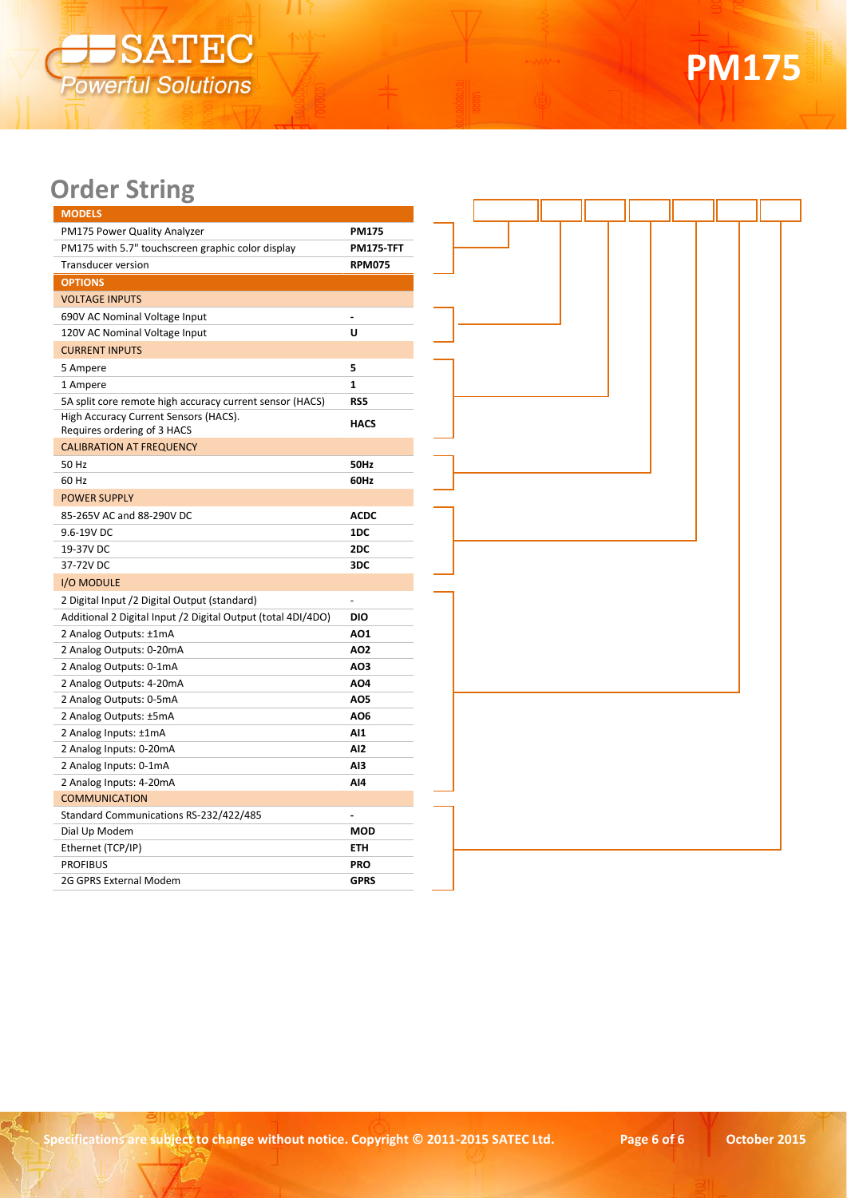## Order String

| MODELS | |
|---|---|
| PM175 Power Quality Analyzer | **PM175** |
| PM175 with 5.7" touchscreen graphic color display | **PM175-TFT** |
| Transducer version | **RPM075** |
| **OPTIONS** | |
| VOLTAGE INPUTS | |
| 690V AC Nominal Voltage Input | - |
| 120V AC Nominal Voltage Input | **U** |
| CURRENT INPUTS | |
| 5 Ampere | **5** |
| 1 Ampere | **1** |
| 5A split core remote high accuracy current sensor (HACS) | **RS5** |
| High Accuracy Current Sensors (HACS). Requires ordering of 3 HACS | **HACS** |
| CALIBRATION AT FREQUENCY | |
| 50 Hz | **50Hz** |
| 60 Hz | **60Hz** |
| POWER SUPPLY | |
| 85-265V AC and 88-290V DC | **ACDC** |
| 9.6-19V DC | **1DC** |
| 19-37V DC | **2DC** |
| 37-72V DC | **3DC** |
| I/O MODULE | |
| 2 Digital Input /2 Digital Output (standard) | - |
| Additional 2 Digital Input /2 Digital Output (total 4DI/4DO) | **DIO** |
| 2 Analog Outputs: ±1mA | **AO1** |
| 2 Analog Outputs: 0-20mA | **AO2** |
| 2 Analog Outputs: 0-1mA | **AO3** |
| 2 Analog Outputs: 4-20mA | **AO4** |
| 2 Analog Outputs: 0-5mA | **AO5** |
| 2 Analog Outputs: ±5mA | **AO6** |
| 2 Analog Inputs: ±1mA | **AI1** |
| 2 Analog Inputs: 0-20mA | **AI2** |
| 2 Analog Inputs: 0-1mA | **AI3** |
| 2 Analog Inputs: 4-20mA | **AI4** |
| COMMUNICATION | |
| Standard Communications RS-232/422/485 | - |
| Dial Up Modem | **MOD** |
| Ethernet (TCP/IP) | **ETH** |
| PROFIBUS | **PRO** |
| 2G GPRS External Modem | **GPRS** |